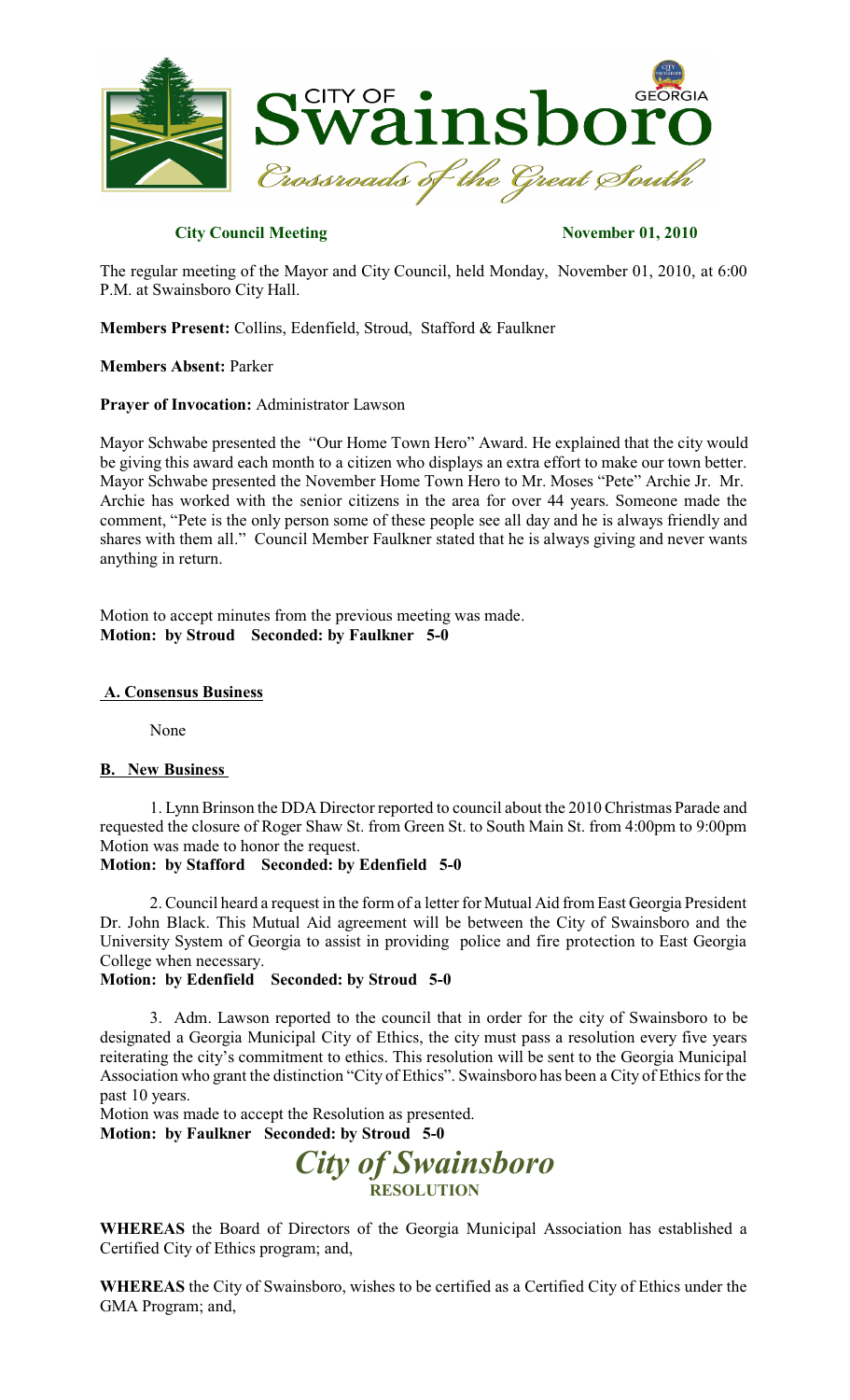# CITY OF Swainsboro GEORGIA

*Crossroads of the Great South*

**City Council Meeting** **November 01, 2010**

The regular meeting of the Mayor and City Council, held Monday, November 01, 2010, at 6:00 P.M. at Swainsboro City Hall.

**Members Present:** Collins, Edenfield, Stroud, Stafford & Faulkner

**Members Absent:** Parker

**Prayer of Invocation:** Administrator Lawson

Mayor Schwabe presented the "Our Home Town Hero" Award. He explained that the city would be giving this award each month to a citizen who displays an extra effort to make our town better. Mayor Schwabe presented the November Home Town Hero to Mr. Moses "Pete" Archie Jr. Mr. Archie has worked with the senior citizens in the area for over 44 years. Someone made the comment, "Pete is the only person some of these people see all day and he is always friendly and shares with them all." Council Member Faulkner stated that he is always giving and never wants anything in return.

Motion to accept minutes from the previous meeting was made.
**Motion: by Stroud Seconded: by Faulkner 5-0**

## A. Consensus Business

None

## B. New Business

1. Lynn Brinson the DDA Director reported to council about the 2010 Christmas Parade and requested the closure of Roger Shaw St. from Green St. to South Main St. from 4:00pm to 9:00pm Motion was made to honor the request.
**Motion: by Stafford Seconded: by Edenfield 5-0**

2. Council heard a request in the form of a letter for Mutual Aid from East Georgia President Dr. John Black. This Mutual Aid agreement will be between the City of Swainsboro and the University System of Georgia to assist in providing police and fire protection to East Georgia College when necessary.
**Motion: by Edenfield Seconded: by Stroud 5-0**

3. Adm. Lawson reported to the council that in order for the city of Swainsboro to be designated a Georgia Municipal City of Ethics, the city must pass a resolution every five years reiterating the city's commitment to ethics. This resolution will be sent to the Georgia Municipal Association who grant the distinction "City of Ethics". Swainsboro has been a City of Ethics for the past 10 years.
Motion was made to accept the Resolution as presented.
**Motion: by Faulkner Seconded: by Stroud 5-0**

## *City of Swainsboro*
### RESOLUTION

**WHEREAS** the Board of Directors of the Georgia Municipal Association has established a Certified City of Ethics program; and,

**WHEREAS** the City of Swainsboro, wishes to be certified as a Certified City of Ethics under the GMA Program; and,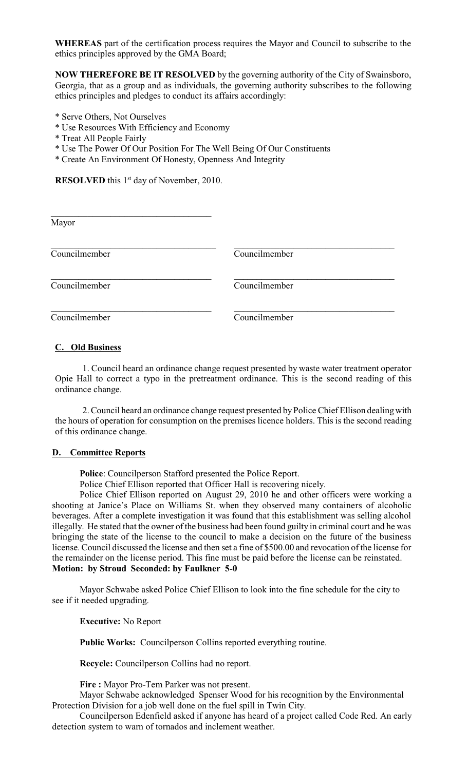**WHEREAS** part of the certification process requires the Mayor and Council to subscribe to the ethics principles approved by the GMA Board;

**NOW THEREFORE BE IT RESOLVED** by the governing authority of the City of Swainsboro, Georgia, that as a group and as individuals, the governing authority subscribes to the following ethics principles and pledges to conduct its affairs accordingly:

* Serve Others, Not Ourselves
* Use Resources With Efficiency and Economy
* Treat All People Fairly
* Use The Power Of Our Position For The Well Being Of Our Constituents
* Create An Environment Of Honesty, Openness And Integrity

**RESOLVED** this 1st day of November, 2010.

\_\_\_\_\_\_\_\_\_\_\_\_\_\_\_\_\_\_\_\_\_\_\_\_\_\_\_\_\_\_\_\_\_\_
Mayor

| | |
|---|---|
| \_\_\_\_\_\_\_\_\_\_\_\_\_\_\_\_\_\_\_\_\_\_\_\_ | \_\_\_\_\_\_\_\_\_\_\_\_\_\_\_\_\_\_\_\_\_\_\_\_ |
| Councilmember | Councilmember |
| \_\_\_\_\_\_\_\_\_\_\_\_\_\_\_\_\_\_\_\_\_\_\_\_ | \_\_\_\_\_\_\_\_\_\_\_\_\_\_\_\_\_\_\_\_\_\_\_\_ |
| Councilmember | Councilmember |
| \_\_\_\_\_\_\_\_\_\_\_\_\_\_\_\_\_\_\_\_\_\_\_\_ | \_\_\_\_\_\_\_\_\_\_\_\_\_\_\_\_\_\_\_\_\_\_\_\_ |
| Councilmember | Councilmember |

## C. Old Business

1. Council heard an ordinance change request presented by waste water treatment operator Opie Hall to correct a typo in the pretreatment ordinance. This is the second reading of this ordinance change.

2. Council heard an ordinance change request presented by Police Chief Ellison dealing with the hours of operation for consumption on the premises licence holders. This is the second reading of this ordinance change.

## D. Committee Reports

**Police**: Councilperson Stafford presented the Police Report.

Police Chief Ellison reported that Officer Hall is recovering nicely.

Police Chief Ellison reported on August 29, 2010 he and other officers were working a shooting at Janice's Place on Williams St. when they observed many containers of alcoholic beverages. After a complete investigation it was found that this establishment was selling alcohol illegally. He stated that the owner of the business had been found guilty in criminal court and he was bringing the state of the license to the council to make a decision on the future of the business license. Council discussed the license and then set a fine of $500.00 and revocation of the license for the remainder on the license period. This fine must be paid before the license can be reinstated.
**Motion: by Stroud Seconded: by Faulkner 5-0**

Mayor Schwabe asked Police Chief Ellison to look into the fine schedule for the city to see if it needed upgrading.

**Executive:** No Report

**Public Works:** Councilperson Collins reported everything routine.

**Recycle:** Councilperson Collins had no report.

**Fire :** Mayor Pro-Tem Parker was not present.

Mayor Schwabe acknowledged Spenser Wood for his recognition by the Environmental Protection Division for a job well done on the fuel spill in Twin City.

Councilperson Edenfield asked if anyone has heard of a project called Code Red. An early detection system to warn of tornados and inclement weather.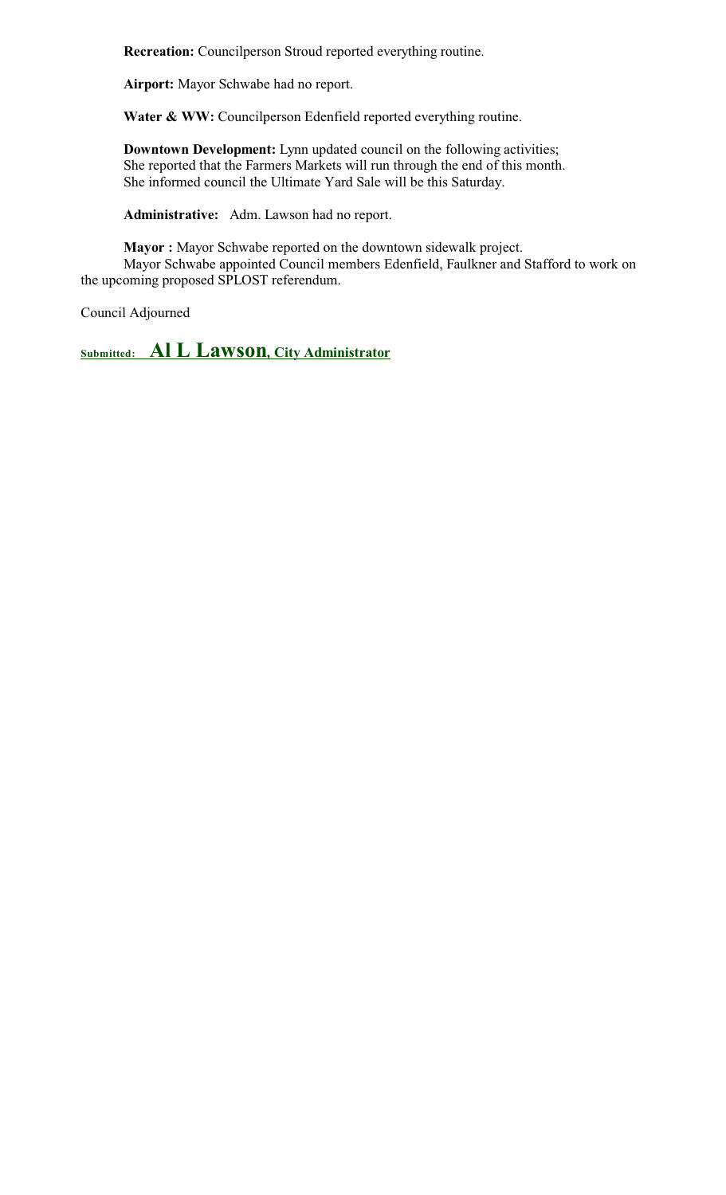**Recreation:** Councilperson Stroud reported everything routine.

**Airport:** Mayor Schwabe had no report.

**Water & WW:** Councilperson Edenfield reported everything routine.

**Downtown Development:** Lynn updated council on the following activities;
She reported that the Farmers Markets will run through the end of this month.
She informed council the Ultimate Yard Sale will be this Saturday.

**Administrative:** Adm. Lawson had no report.

**Mayor :** Mayor Schwabe reported on the downtown sidewalk project.
Mayor Schwabe appointed Council members Edenfield, Faulkner and Stafford to work on the upcoming proposed SPLOST referendum.

Council Adjourned

**Submitted: Al L Lawson, City Administrator**